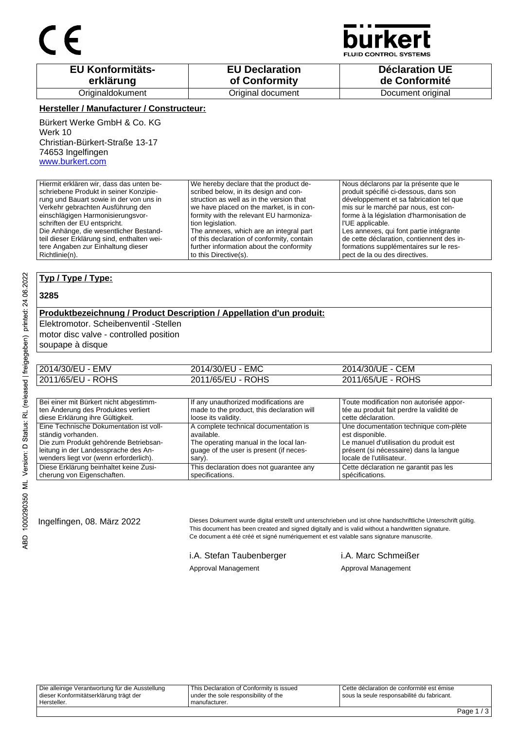CE

bürkert FLUID CONTROL SYSTEMS

| EU Konformitäts-erklärung | EU Declaration of Conformity | Déclaration UE de Conformité |
|---|---|---|
| Originaldokument | Original document | Document original |

**Hersteller / Manufacturer / Constructeur:**

Bürkert Werke GmbH & Co. KG
Werk 10
Christian-Bürkert-Straße 13-17
74653 Ingelfingen
www.burkert.com

| Hiermit erklären wir, dass das unten beschriebene Produkt in seiner Konzipierung und Bauart sowie in der von uns in Verkehr gebrachten Ausführung den einschlägigen Harmonisierungsvorschriften der EU entspricht. Die Anhänge, die wesentlicher Bestandteil dieser Erklärung sind, enthalten weitere Angaben zur Einhaltung dieser Richtlinie(n). | We hereby declare that the product described below, in its design and construction as well as in the version that we have placed on the market, is in conformity with the relevant EU harmonization legislation. The annexes, which are an integral part of this declaration of conformity, contain further information about the conformity to this Directive(s). | Nous déclarons par la présente que le produit spécifié ci-dessous, dans son développement et sa fabrication tel que mis sur le marché par nous, est conforme à la législation d'harmonisation de l'UE applicable. Les annexes, qui font partie intégrante de cette déclaration, contiennent des informations supplémentaires sur le respect de la ou des directives. |
|---|---|---|

**Typ / Type / Type:**

**3285**

**Produktbezeichnung / Product Description / Appellation d'un produit:**

Elektromotor. Scheibenventil -Stellen
motor disc valve - controlled position
soupape à disque

| 2014/30/EU - EMV | 2014/30/EU - EMC | 2014/30/UE - CEM |
|---|---|---|
| 2011/65/EU - ROHS | 2011/65/EU - ROHS | 2011/65/UE - ROHS |

| Bei einer mit Bürkert nicht abgestimmten Änderung des Produktes verliert diese Erklärung ihre Gültigkeit. | If any unauthorized modifications are made to the product, this declaration will loose its validity. | Toute modification non autorisée apportée au produit fait perdre la validité de cette déclaration. |
|---|---|---|
| Eine Technische Dokumentation ist vollständig vorhanden. Die zum Produkt gehörende Betriebsanleitung in der Landessprache des Anwenders liegt vor (wenn erforderlich). | A complete technical documentation is available. The operating manual in the local language of the user is present (if necessary). | Une documentation technique com-plète est disponible. Le manuel d'utilisation du produit est présent (si nécessaire) dans la langue locale de l'utilisateur. |
| Diese Erklärung beinhaltet keine Zusicherung von Eigenschaften. | This declaration does not guarantee any specifications. | Cette déclaration ne garantit pas les spécifications. |

Ingelfingen, 08. März 2022

Dieses Dokument wurde digital erstellt und unterschrieben und ist ohne handschriftliche Unterschrift gültig.
This document has been created and signed digitally and is valid without a handwritten signature.
Ce document a été créé et signé numériquement et est valable sans signature manuscrite.

i.A. Stefan Taubenberger
Approval Management

i.A. Marc Schmeißer
Approval Management

| Die alleinige Verantwortung für die Ausstellung dieser Konformitätserklärung trägt der Hersteller. | This Declaration of Conformity is issued under the sole responsibility of the manufacturer. | Cette déclaration de conformité est émise sous la seule responsabilité du fabricant. |
|---|---|---|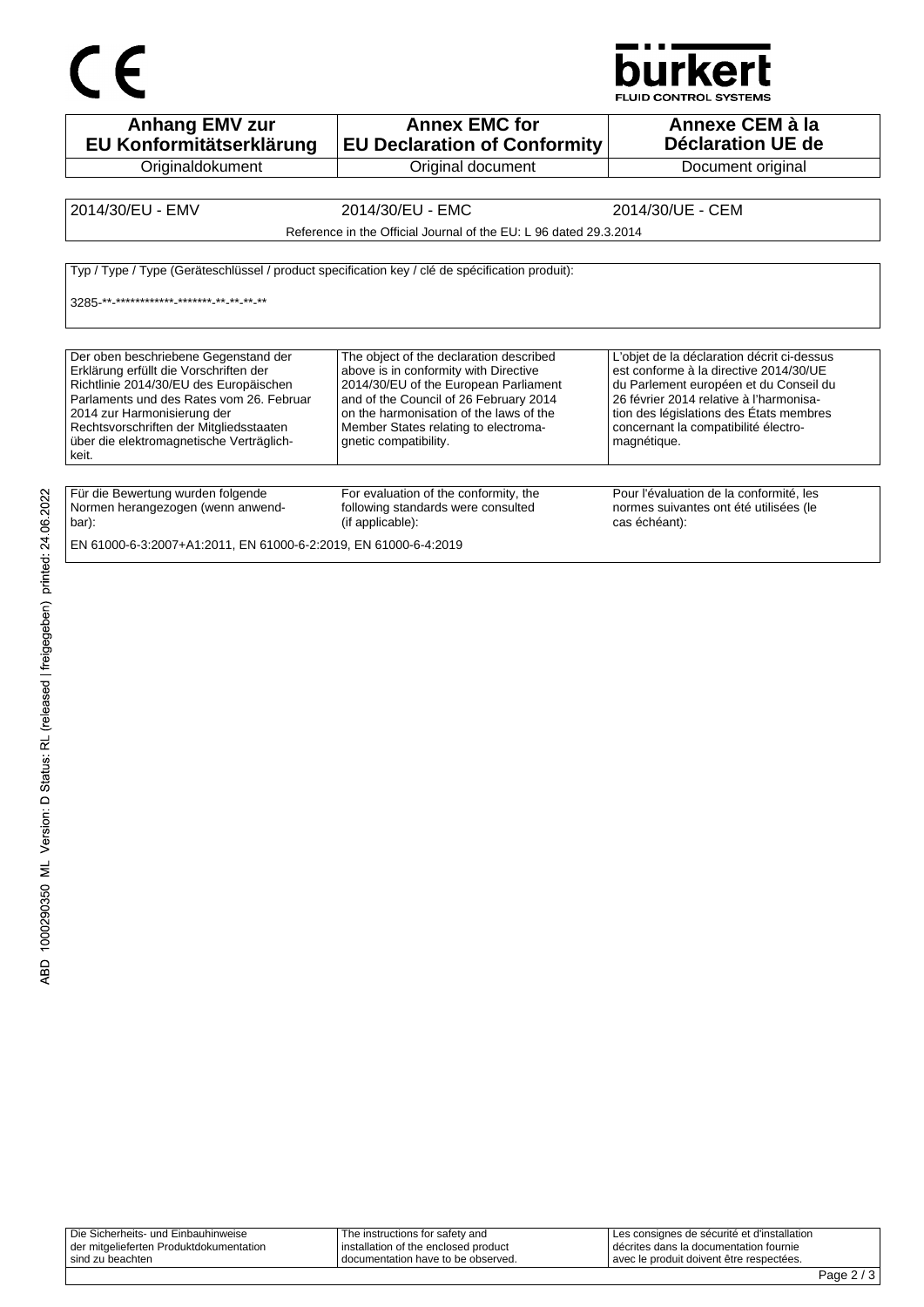CE

bürkert
FLUID CONTROL SYSTEMS

| Anhang EMV zur EU Konformitätserklärung | Annex EMC for EU Declaration of Conformity | Annexe CEM à la Déclaration UE de |
|---|---|---|
| Originaldokument | Original document | Document original |

| 2014/30/EU - EMV | 2014/30/EU - EMC | 2014/30/UE - CEM |
|---|---|---|
| Reference in the Official Journal of the EU: L 96 dated 29.3.2014 | | |

Typ / Type / Type (Geräteschlüssel / product specification key / clé de spécification produit):

3285-**-************-*******-**-**-**-**

| Der oben beschriebene Gegenstand der Erklärung erfüllt die Vorschriften der Richtlinie 2014/30/EU des Europäischen Parlaments und des Rates vom 26. Februar 2014 zur Harmonisierung der Rechtsvorschriften der Mitgliedsstaaten über die elektromagnetische Verträglichkeit. | The object of the declaration described above is in conformity with Directive 2014/30/EU of the European Parliament and of the Council of 26 February 2014 on the harmonisation of the laws of the Member States relating to electromagnetic compatibility. | L'objet de la déclaration décrit ci-dessus est conforme à la directive 2014/30/UE du Parlement européen et du Conseil du 26 février 2014 relative à l'harmonisation des législations des États membres concernant la compatibilité électromagnétique. |
|---|---|---|

| Für die Bewertung wurden folgende Normen herangezogen (wenn anwendbar): | For evaluation of the conformity, the following standards were consulted (if applicable): | Pour l'évaluation de la conformité, les normes suivantes ont été utilisées (le cas échéant): |
|---|---|---|
| EN 61000-6-3:2007+A1:2011, EN 61000-6-2:2019, EN 61000-6-4:2019 | | |

ABD 1000290350 ML Version: D Status: RL (released | freigegeben) printed: 24.06.2022

| Die Sicherheits- und Einbauhinweise der mitgelieferten Produktdokumentation sind zu beachten | The instructions for safety and installation of the enclosed product documentation have to be observed. | Les consignes de sécurité et d'installation décrites dans la documentation fournie avec le produit doivent être respectées. |
|---|---|---|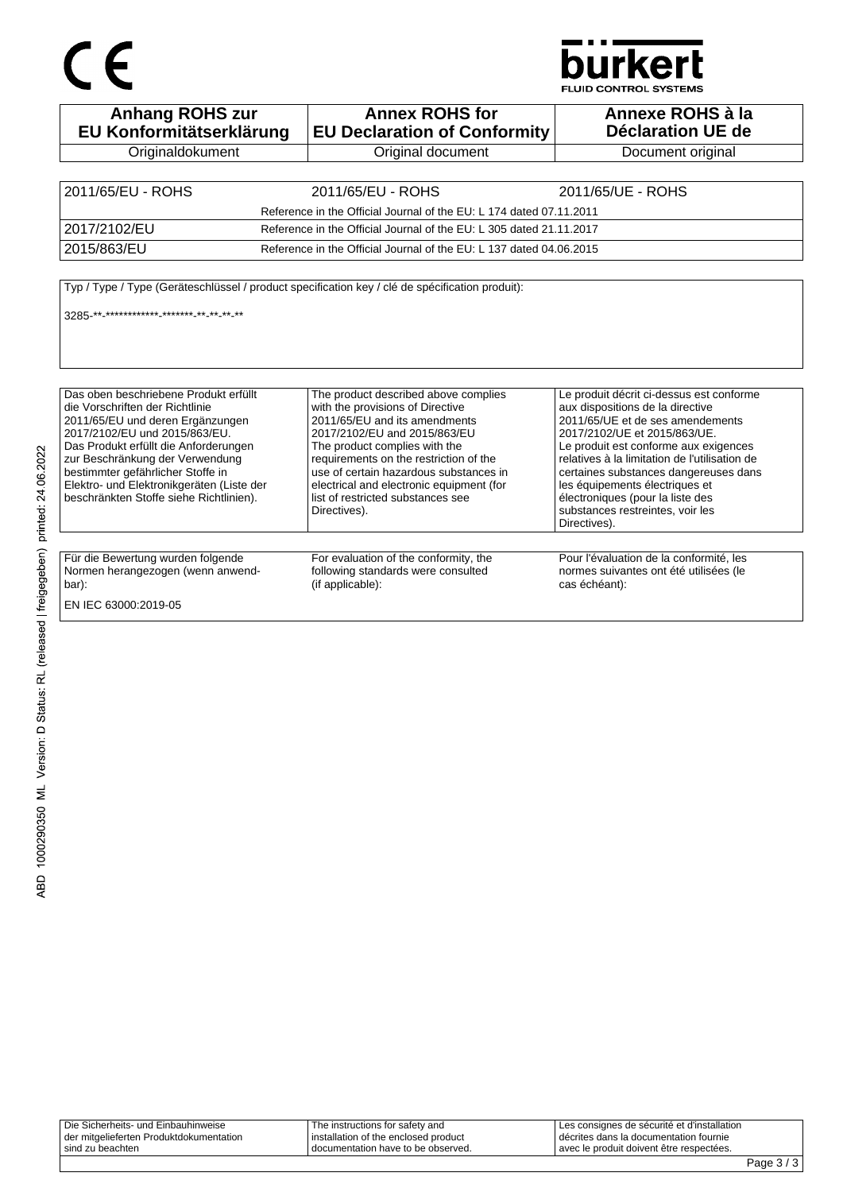CE

bürkert
FLUID CONTROL SYSTEMS

| Anhang ROHS zur EU Konformitätserklärung | Annex ROHS for EU Declaration of Conformity | Annexe ROHS à la Déclaration UE de |
| --- | --- | --- |
| Originaldokument | Original document | Document original |

| | | |
| --- | --- | --- |
| 2011/65/EU - ROHS | 2011/65/EU - ROHS | 2011/65/UE - ROHS |
| | Reference in the Official Journal of the EU: L 174 dated 07.11.2011 | |
| 2017/2102/EU | Reference in the Official Journal of the EU: L 305 dated 21.11.2017 | |
| 2015/863/EU | Reference in the Official Journal of the EU: L 137 dated 04.06.2015 | |

Typ / Type / Type (Geräteschlüssel / product specification key / clé de spécification produit):

3285-**-************-*******-**-**-**-**

| | | |
| --- | --- | --- |
| Das oben beschriebene Produkt erfüllt die Vorschriften der Richtlinie 2011/65/EU und deren Ergänzungen 2017/2102/EU und 2015/863/EU. Das Produkt erfüllt die Anforderungen zur Beschränkung der Verwendung bestimmter gefährlicher Stoffe in Elektro- und Elektronikgeräten (Liste der beschränkten Stoffe siehe Richtlinien). | The product described above complies with the provisions of Directive 2011/65/EU and its amendments 2017/2102/EU and 2015/863/EU The product complies with the requirements on the restriction of the use of certain hazardous substances in electrical and electronic equipment (for list of restricted substances see Directives). | Le produit décrit ci-dessus est conforme aux dispositions de la directive 2011/65/UE et de ses amendements 2017/2102/UE et 2015/863/UE. Le produit est conforme aux exigences relatives à la limitation de l'utilisation de certaines substances dangereuses dans les équipements électriques et électroniques (pour la liste des substances restreintes, voir les Directives). |

| | | |
| --- | --- | --- |
| Für die Bewertung wurden folgende Normen herangezogen (wenn anwend-bar): | For evaluation of the conformity, the following standards were consulted (if applicable): | Pour l'évaluation de la conformité, les normes suivantes ont été utilisées (le cas échéant): |

EN IEC 63000:2019-05

| | | |
| --- | --- | --- |
| Die Sicherheits- und Einbauhinweise der mitgelieferten Produktdokumentation sind zu beachten | The instructions for safety and installation of the enclosed product documentation have to be observed. | Les consignes de sécurité et d'installation décrites dans la documentation fournie avec le produit doivent être respectées. |

ABD 1000290350 ML Version: D Status: RL (released | freigegeben) printed: 24.06.2022